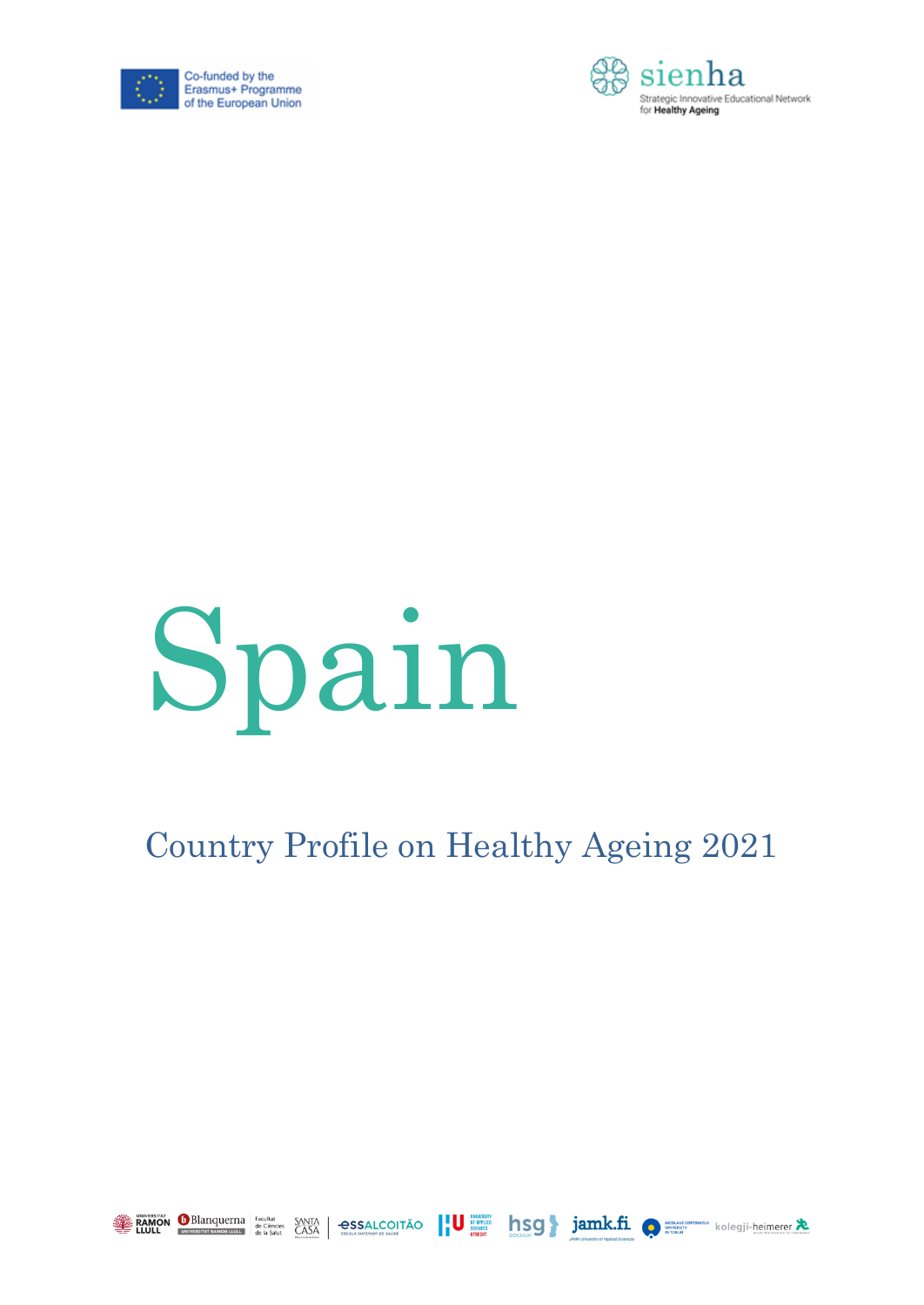Co-funded by the Erasmus+ Programme of the European Union

sienha
Strategic Innovative Educational Network for Healthy Ageing

# Spain

## Country Profile on Healthy Ageing 2021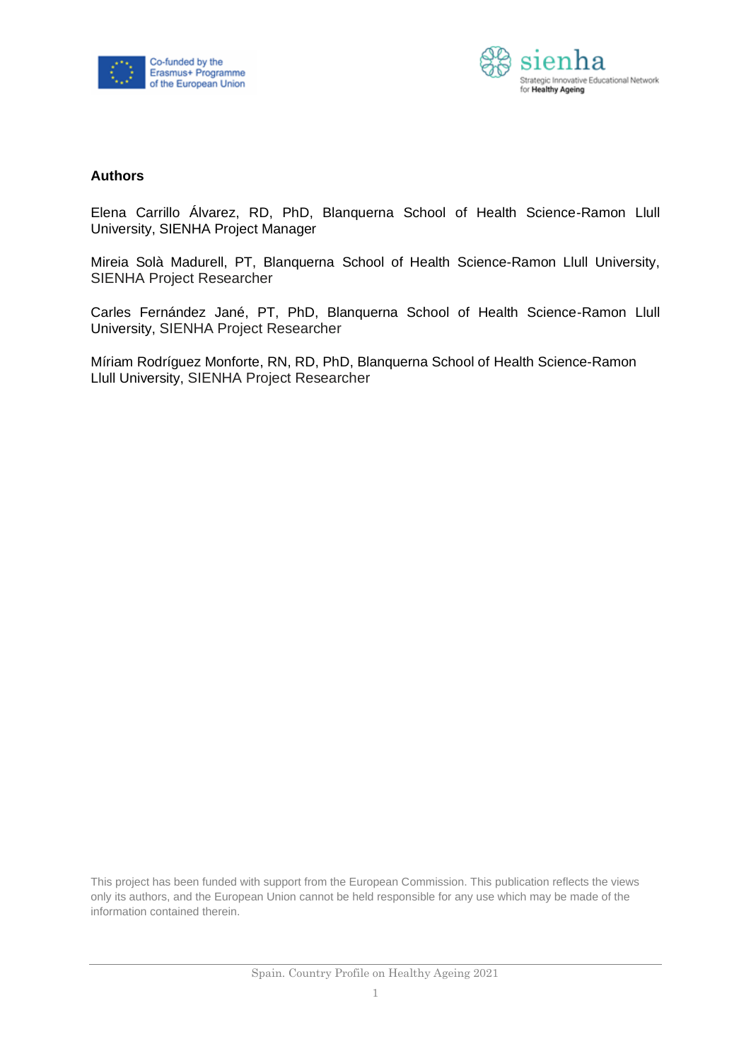## Authors

Elena Carrillo Álvarez, RD, PhD, Blanquerna School of Health Science-Ramon Llull University, SIENHA Project Manager

Mireia Solà Madurell, PT, Blanquerna School of Health Science-Ramon Llull University, SIENHA Project Researcher

Carles Fernández Jané, PT, PhD, Blanquerna School of Health Science-Ramon Llull University, SIENHA Project Researcher

Míriam Rodríguez Monforte, RN, RD, PhD, Blanquerna School of Health Science-Ramon Llull University, SIENHA Project Researcher

This project has been funded with support from the European Commission. This publication reflects the views only its authors, and the European Union cannot be held responsible for any use which may be made of the information contained therein.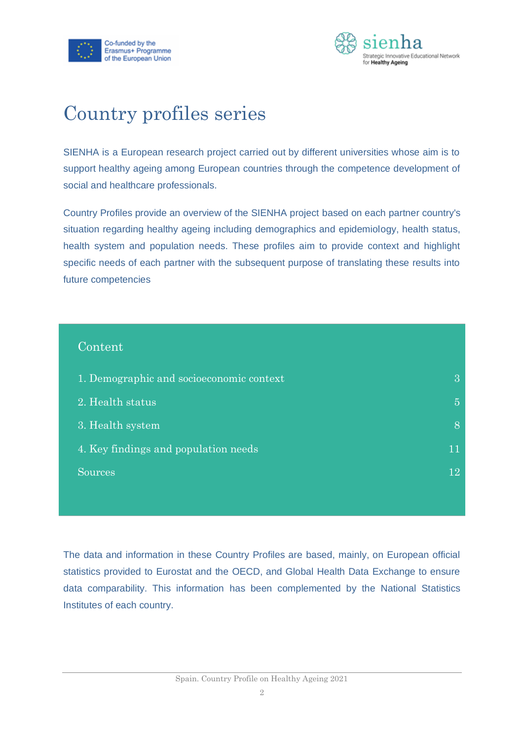# Country profiles series

SIENHA is a European research project carried out by different universities whose aim is to support healthy ageing among European countries through the competence development of social and healthcare professionals.

Country Profiles provide an overview of the SIENHA project based on each partner country's situation regarding healthy ageing including demographics and epidemiology, health status, health system and population needs. These profiles aim to provide context and highlight specific needs of each partner with the subsequent purpose of translating these results into future competencies

## Content

| | |
|---|---|
| 1. Demographic and socioeconomic context | 3 |
| 2. Health status | 5 |
| 3. Health system | 8 |
| 4. Key findings and population needs | 11 |
| Sources | 12 |

The data and information in these Country Profiles are based, mainly, on European official statistics provided to Eurostat and the OECD, and Global Health Data Exchange to ensure data comparability. This information has been complemented by the National Statistics Institutes of each country.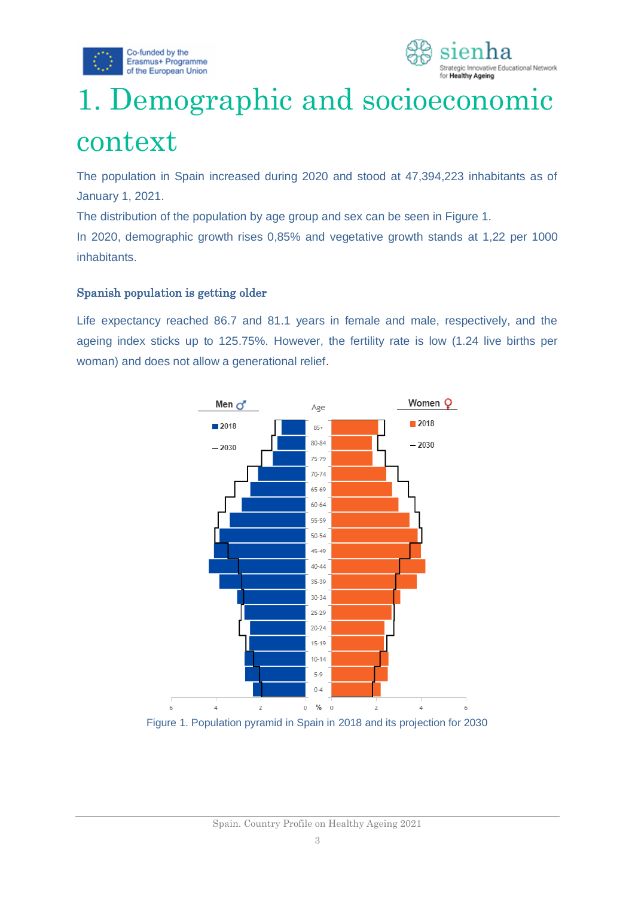# 1. Demographic and socioeconomic context

The population in Spain increased during 2020 and stood at 47,394,223 inhabitants as of January 1, 2021.

The distribution of the population by age group and sex can be seen in Figure 1.

In 2020, demographic growth rises 0,85% and vegetative growth stands at 1,22 per 1000 inhabitants.

### Spanish population is getting older

Life expectancy reached 86.7 and 81.1 years in female and male, respectively, and the ageing index sticks up to 125.75%. However, the fertility rate is low (1.24 live births per woman) and does not allow a generational relief.

Figure 1. Population pyramid in Spain in 2018 and its projection for 2030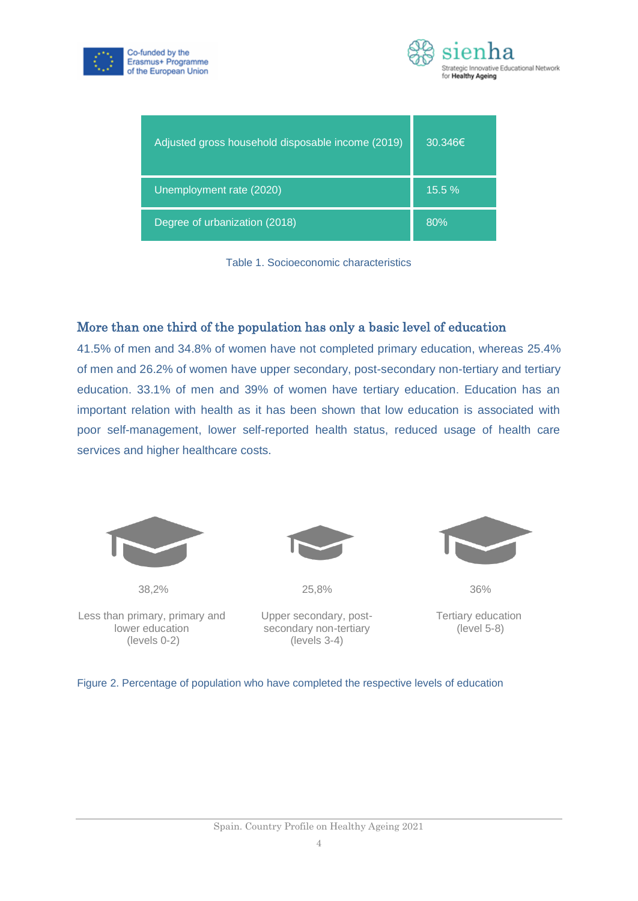| Adjusted gross household disposable income (2019) | 30.346€ |
| --- | --- |
| Unemployment rate (2020) | 15.5 % |
| Degree of urbanization (2018) | 80% |

Table 1. Socioeconomic characteristics

## More than one third of the population has only a basic level of education

41.5% of men and 34.8% of women have not completed primary education, whereas 25.4% of men and 26.2% of women have upper secondary, post-secondary non-tertiary and tertiary education. 33.1% of men and 39% of women have tertiary education. Education has an important relation with health as it has been shown that low education is associated with poor self-management, lower self-reported health status, reduced usage of health care services and higher healthcare costs.

| 38,2% | 25,8% | 36% |
| --- | --- | --- |
| Less than primary, primary and lower education (levels 0-2) | Upper secondary, post-secondary non-tertiary (levels 3-4) | Tertiary education (level 5-8) |

Figure 2. Percentage of population who have completed the respective levels of education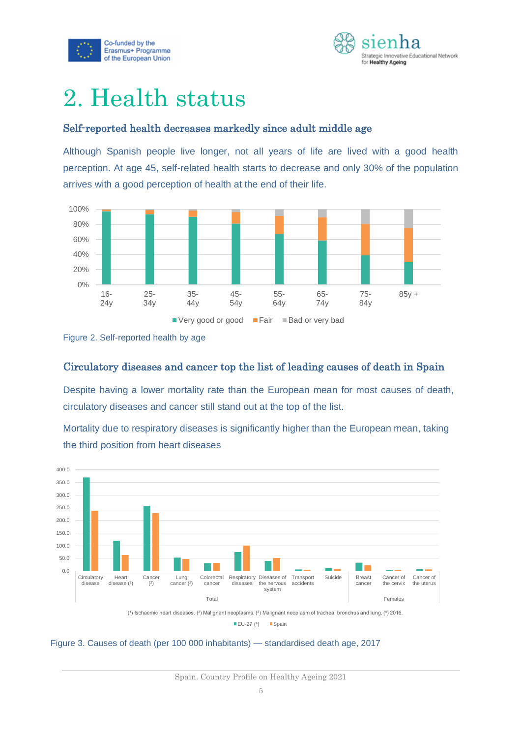# 2. Health status

### Self-reported health decreases markedly since adult middle age

Although Spanish people live longer, not all years of life are lived with a good health perception. At age 45, self-related health starts to decrease and only 30% of the population arrives with a good perception of health at the end of their life.

Figure 2. Self-reported health by age

### Circulatory diseases and cancer top the list of leading causes of death in Spain

Despite having a lower mortality rate than the European mean for most causes of death, circulatory diseases and cancer still stand out at the top of the list.

Mortality due to respiratory diseases is significantly higher than the European mean, taking the third position from heart diseases

(¹) Ischaemic heart diseases. (²) Malignant neoplasms. (³) Malignant neoplasm of trachea, bronchus and lung. (⁴) 2016.

Figure 3. Causes of death (per 100 000 inhabitants) — standardised death age, 2017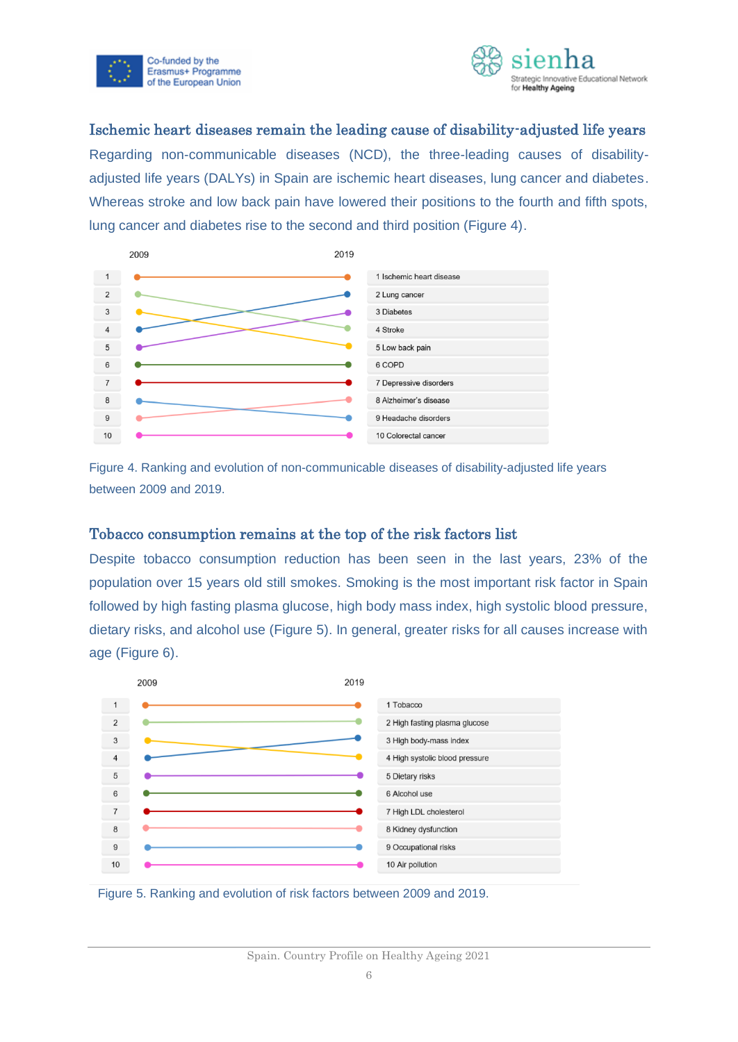## Ischemic heart diseases remain the leading cause of disability-adjusted life years

Regarding non-communicable diseases (NCD), the three-leading causes of disability-adjusted life years (DALYs) in Spain are ischemic heart diseases, lung cancer and diabetes. Whereas stroke and low back pain have lowered their positions to the fourth and fifth spots, lung cancer and diabetes rise to the second and third position (Figure 4).

| 2009 | 2019 |
|---|---|
| 1 | 1 Ischemic heart disease |
| 2 | 2 Lung cancer |
| 3 | 3 Diabetes |
| 4 | 4 Stroke |
| 5 | 5 Low back pain |
| 6 | 6 COPD |
| 7 | 7 Depressive disorders |
| 8 | 8 Alzheimer's disease |
| 9 | 9 Headache disorders |
| 10 | 10 Colorectal cancer |

Figure 4. Ranking and evolution of non-communicable diseases of disability-adjusted life years between 2009 and 2019.

## Tobacco consumption remains at the top of the risk factors list

Despite tobacco consumption reduction has been seen in the last years, 23% of the population over 15 years old still smokes. Smoking is the most important risk factor in Spain followed by high fasting plasma glucose, high body mass index, high systolic blood pressure, dietary risks, and alcohol use (Figure 5). In general, greater risks for all causes increase with age (Figure 6).

| 2009 | 2019 |
|---|---|
| 1 | 1 Tobacco |
| 2 | 2 High fasting plasma glucose |
| 3 | 3 High body-mass index |
| 4 | 4 High systolic blood pressure |
| 5 | 5 Dietary risks |
| 6 | 6 Alcohol use |
| 7 | 7 High LDL cholesterol |
| 8 | 8 Kidney dysfunction |
| 9 | 9 Occupational risks |
| 10 | 10 Air pollution |

Figure 5. Ranking and evolution of risk factors between 2009 and 2019.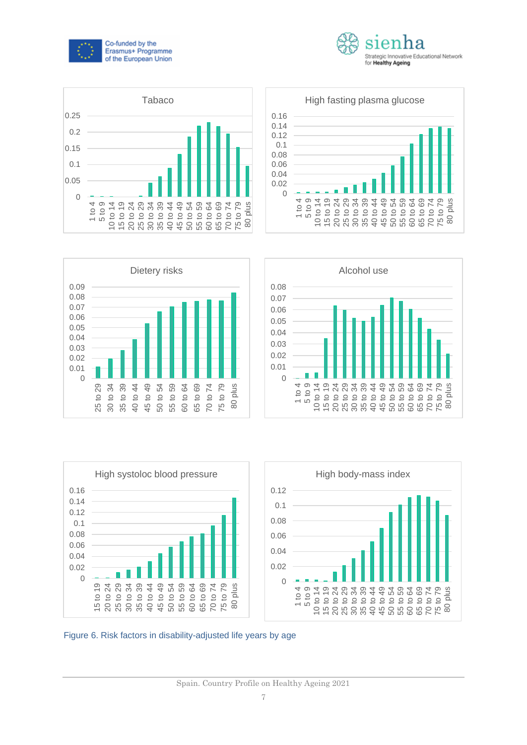Tabaco

High fasting plasma glucose

Dietery risks

Alcohol use

High systoloc blood pressure

High body-mass index

Figure 6. Risk factors in disability-adjusted life years by age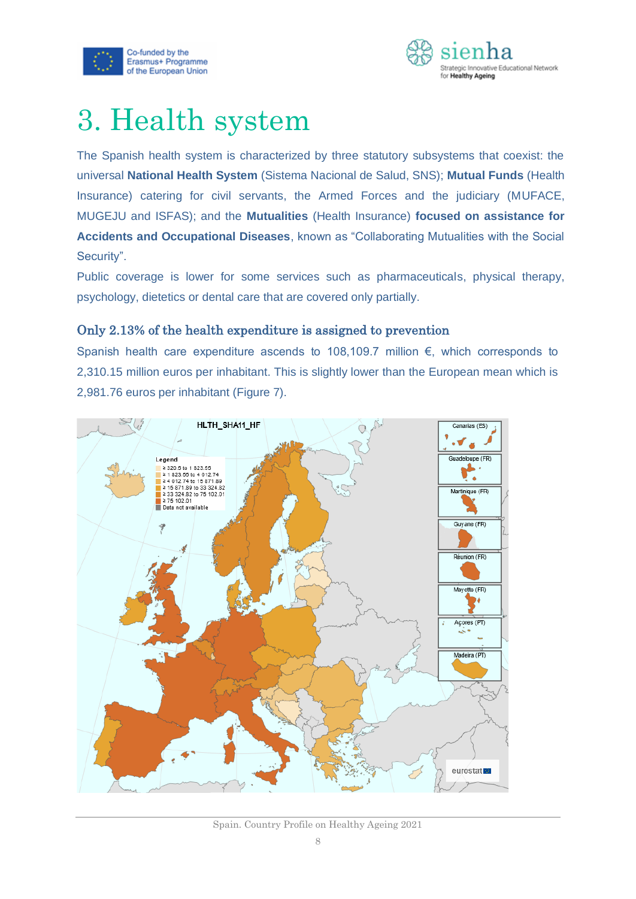# 3. Health system

The Spanish health system is characterized by three statutory subsystems that coexist: the universal **National Health System** (Sistema Nacional de Salud, SNS); **Mutual Funds** (Health Insurance) catering for civil servants, the Armed Forces and the judiciary (MUFACE, MUGEJU and ISFAS); and the **Mutualities** (Health Insurance) **focused on assistance for Accidents and Occupational Diseases**, known as "Collaborating Mutualities with the Social Security".

Public coverage is lower for some services such as pharmaceuticals, physical therapy, psychology, dietetics or dental care that are covered only partially.

## Only 2.13% of the health expenditure is assigned to prevention

Spanish health care expenditure ascends to 108,109.7 million €, which corresponds to 2,310.15 million euros per inhabitant. This is slightly lower than the European mean which is 2,981.76 euros per inhabitant (Figure 7).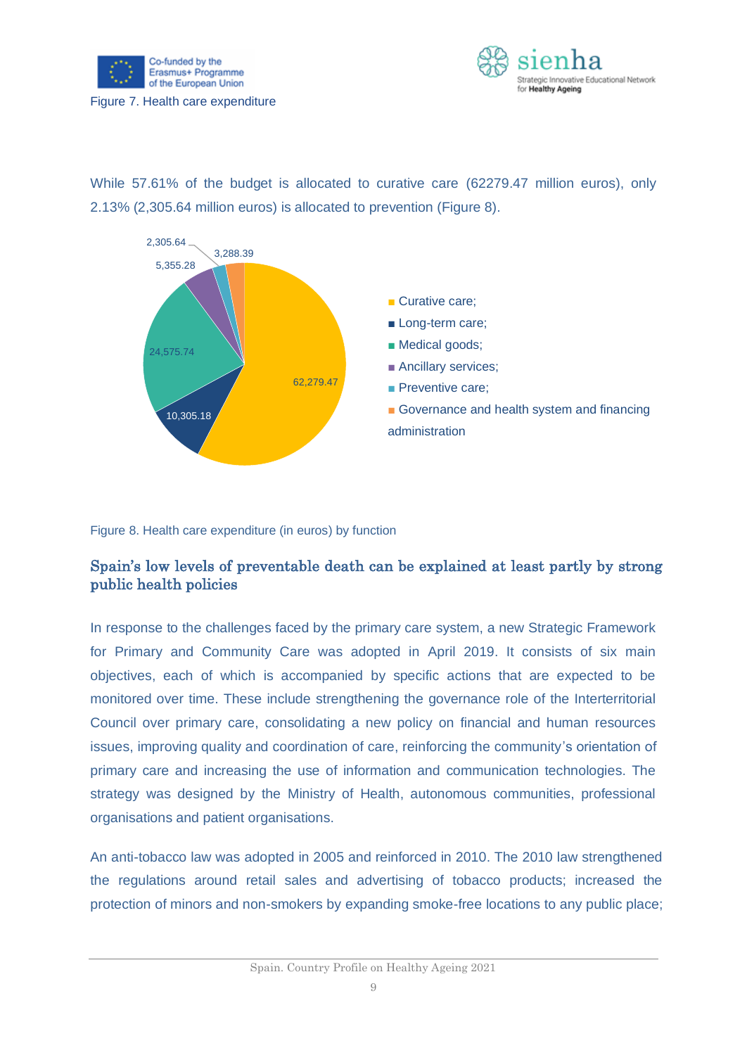Figure 7. Health care expenditure

While 57.61% of the budget is allocated to curative care (62279.47 million euros), only 2.13% (2,305.64 million euros) is allocated to prevention (Figure 8).

Figure 8. Health care expenditure (in euros) by function

## Spain's low levels of preventable death can be explained at least partly by strong public health policies

In response to the challenges faced by the primary care system, a new Strategic Framework for Primary and Community Care was adopted in April 2019. It consists of six main objectives, each of which is accompanied by specific actions that are expected to be monitored over time. These include strengthening the governance role of the Interterritorial Council over primary care, consolidating a new policy on financial and human resources issues, improving quality and coordination of care, reinforcing the community's orientation of primary care and increasing the use of information and communication technologies. The strategy was designed by the Ministry of Health, autonomous communities, professional organisations and patient organisations.

An anti-tobacco law was adopted in 2005 and reinforced in 2010. The 2010 law strengthened the regulations around retail sales and advertising of tobacco products; increased the protection of minors and non-smokers by expanding smoke-free locations to any public place;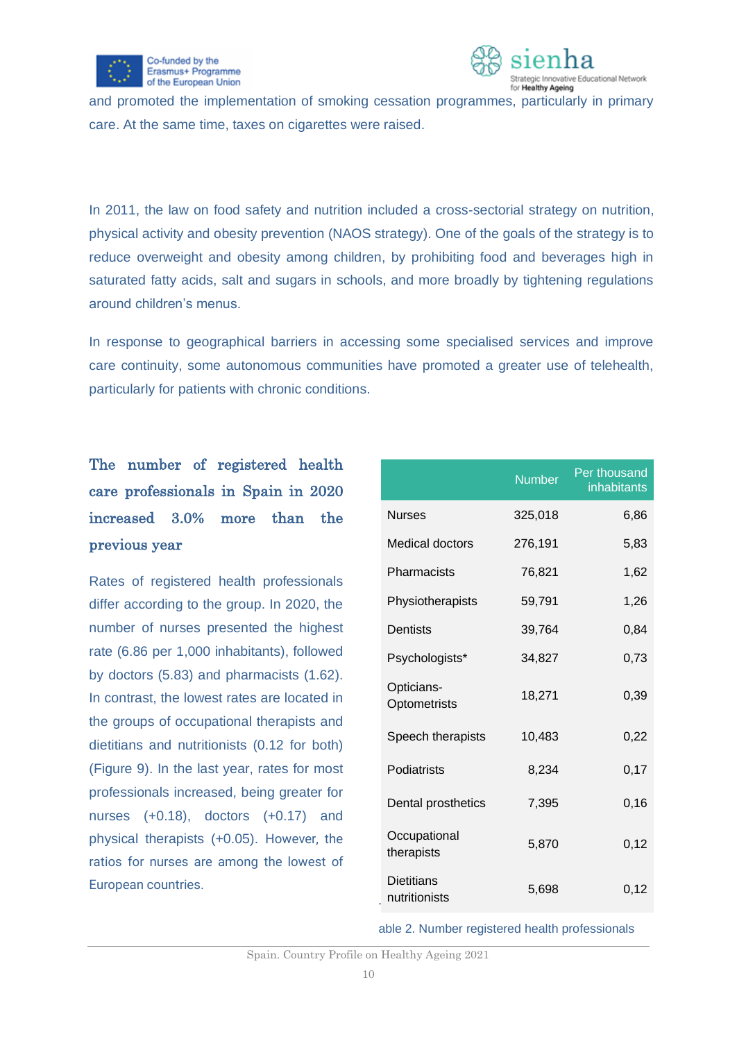and promoted the implementation of smoking cessation programmes, particularly in primary care. At the same time, taxes on cigarettes were raised.

In 2011, the law on food safety and nutrition included a cross-sectorial strategy on nutrition, physical activity and obesity prevention (NAOS strategy). One of the goals of the strategy is to reduce overweight and obesity among children, by prohibiting food and beverages high in saturated fatty acids, salt and sugars in schools, and more broadly by tightening regulations around children's menus.

In response to geographical barriers in accessing some specialised services and improve care continuity, some autonomous communities have promoted a greater use of telehealth, particularly for patients with chronic conditions.

## The number of registered health care professionals in Spain in 2020 increased 3.0% more than the previous year

Rates of registered health professionals differ according to the group. In 2020, the number of nurses presented the highest rate (6.86 per 1,000 inhabitants), followed by doctors (5.83) and pharmacists (1.62). In contrast, the lowest rates are located in the groups of occupational therapists and dietitians and nutritionists (0.12 for both) (Figure 9). In the last year, rates for most professionals increased, being greater for nurses (+0.18), doctors (+0.17) and physical therapists (+0.05). However, the ratios for nurses are among the lowest of European countries.

| | Number | Per thousand inhabitants |
|---|---|---|
| Nurses | 325,018 | 6,86 |
| Medical doctors | 276,191 | 5,83 |
| Pharmacists | 76,821 | 1,62 |
| Physiotherapists | 59,791 | 1,26 |
| Dentists | 39,764 | 0,84 |
| Psychologists* | 34,827 | 0,73 |
| Opticians-Optometrists | 18,271 | 0,39 |
| Speech therapists | 10,483 | 0,22 |
| Podiatrists | 8,234 | 0,17 |
| Dental prosthetics | 7,395 | 0,16 |
| Occupational therapists | 5,870 | 0,12 |
| Dietitians nutritionists | 5,698 | 0,12 |

able 2. Number registered health professionals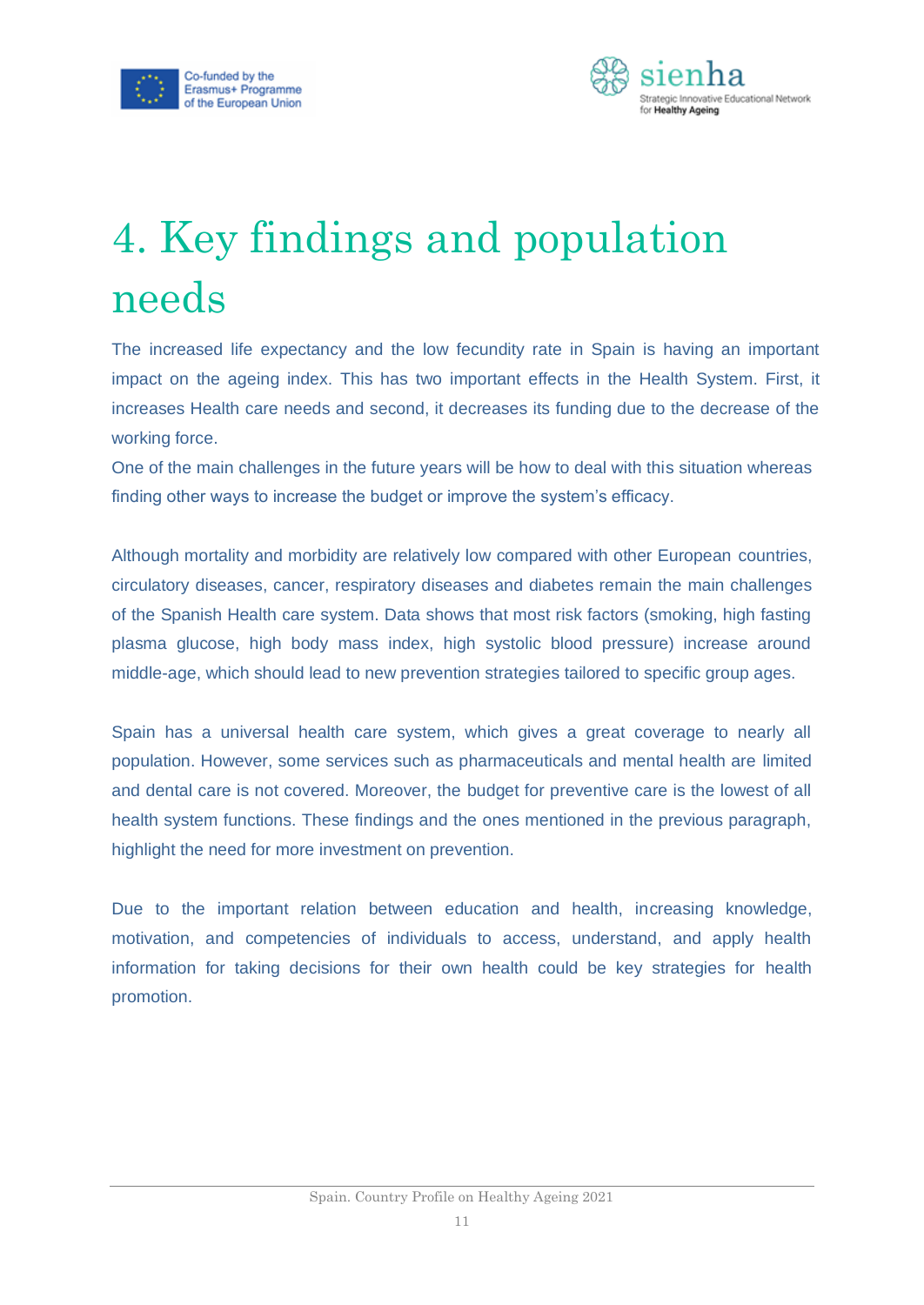# 4. Key findings and population needs

The increased life expectancy and the low fecundity rate in Spain is having an important impact on the ageing index. This has two important effects in the Health System. First, it increases Health care needs and second, it decreases its funding due to the decrease of the working force.
One of the main challenges in the future years will be how to deal with this situation whereas finding other ways to increase the budget or improve the system's efficacy.

Although mortality and morbidity are relatively low compared with other European countries, circulatory diseases, cancer, respiratory diseases and diabetes remain the main challenges of the Spanish Health care system. Data shows that most risk factors (smoking, high fasting plasma glucose, high body mass index, high systolic blood pressure) increase around middle-age, which should lead to new prevention strategies tailored to specific group ages.

Spain has a universal health care system, which gives a great coverage to nearly all population. However, some services such as pharmaceuticals and mental health are limited and dental care is not covered. Moreover, the budget for preventive care is the lowest of all health system functions. These findings and the ones mentioned in the previous paragraph, highlight the need for more investment on prevention.

Due to the important relation between education and health, increasing knowledge, motivation, and competencies of individuals to access, understand, and apply health information for taking decisions for their own health could be key strategies for health promotion.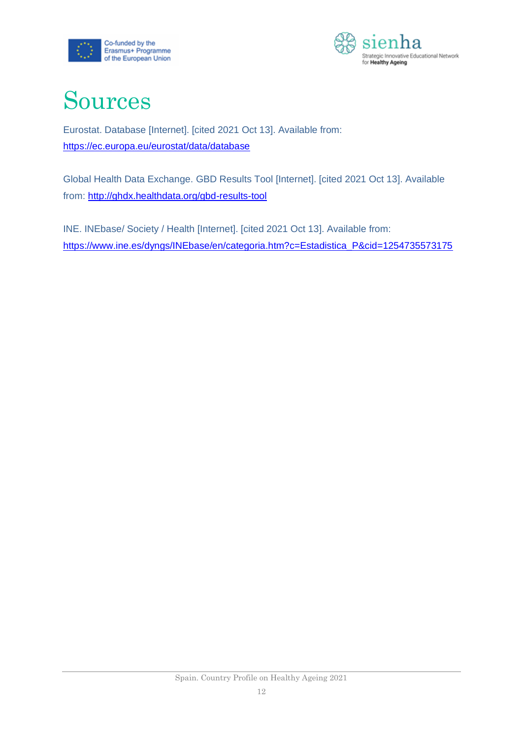# Sources

Eurostat. Database [Internet]. [cited 2021 Oct 13]. Available from: https://ec.europa.eu/eurostat/data/database

Global Health Data Exchange. GBD Results Tool [Internet]. [cited 2021 Oct 13]. Available from: http://ghdx.healthdata.org/gbd-results-tool

INE. INEbase/ Society / Health [Internet]. [cited 2021 Oct 13]. Available from: https://www.ine.es/dyngs/INEbase/en/categoria.htm?c=Estadistica_P&cid=1254735573175